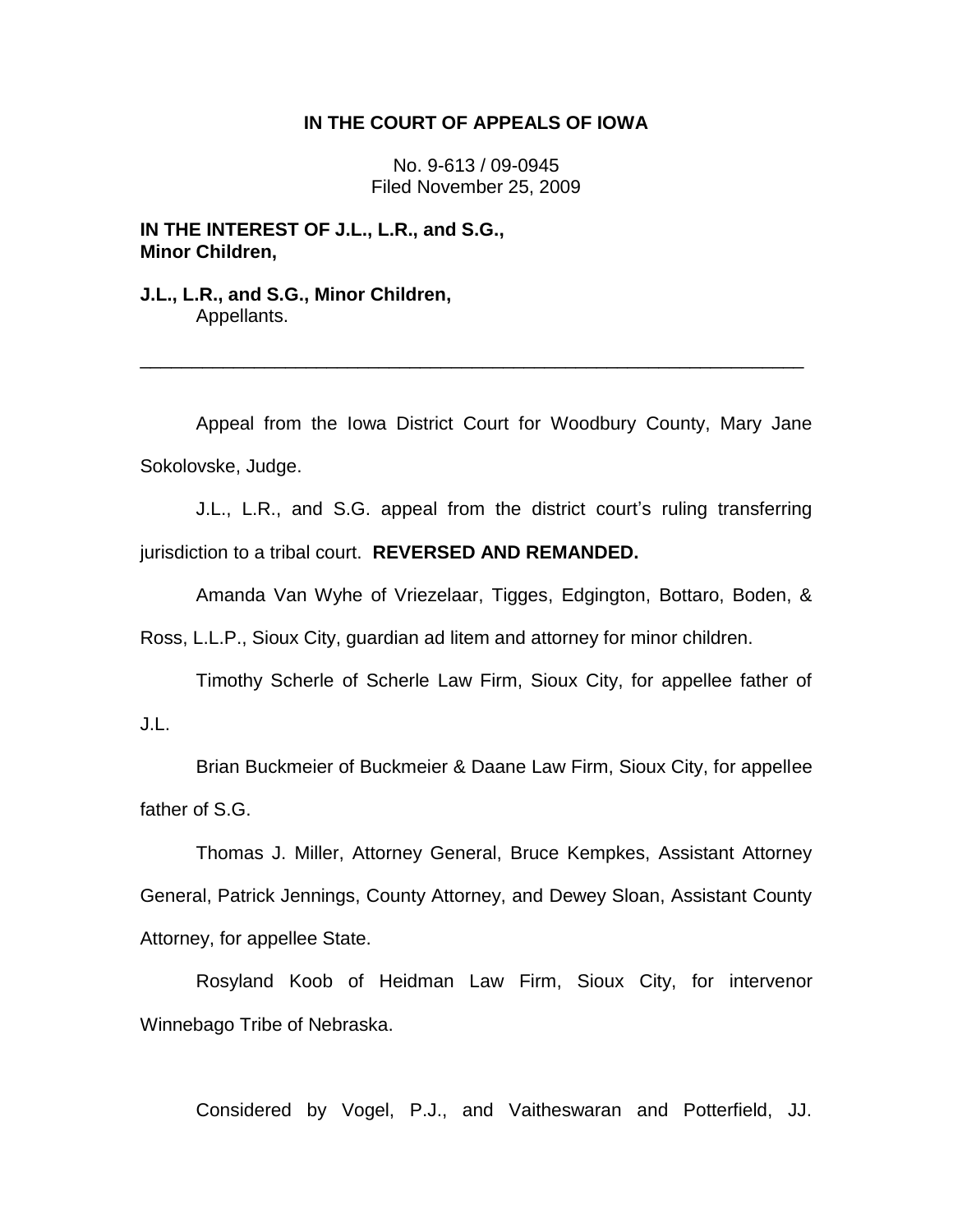**IN THE COURT OF APPEALS OF IOWA**

No. 9-613 / 09-0945
Filed November 25, 2009

**IN THE INTEREST OF J.L., L.R., and S.G., Minor Children,**

**J.L., L.R., and S.G., Minor Children,**
Appellants.

---

Appeal from the Iowa District Court for Woodbury County, Mary Jane Sokolovske, Judge.

J.L., L.R., and S.G. appeal from the district court's ruling transferring jurisdiction to a tribal court. **REVERSED AND REMANDED.**

Amanda Van Wyhe of Vriezelaar, Tigges, Edgington, Bottaro, Boden, & Ross, L.L.P., Sioux City, guardian ad litem and attorney for minor children.

Timothy Scherle of Scherle Law Firm, Sioux City, for appellee father of J.L.

Brian Buckmeier of Buckmeier & Daane Law Firm, Sioux City, for appellee father of S.G.

Thomas J. Miller, Attorney General, Bruce Kempkes, Assistant Attorney General, Patrick Jennings, County Attorney, and Dewey Sloan, Assistant County Attorney, for appellee State.

Rosyland Koob of Heidman Law Firm, Sioux City, for intervenor Winnebago Tribe of Nebraska.

Considered by Vogel, P.J., and Vaitheswaran and Potterfield, JJ.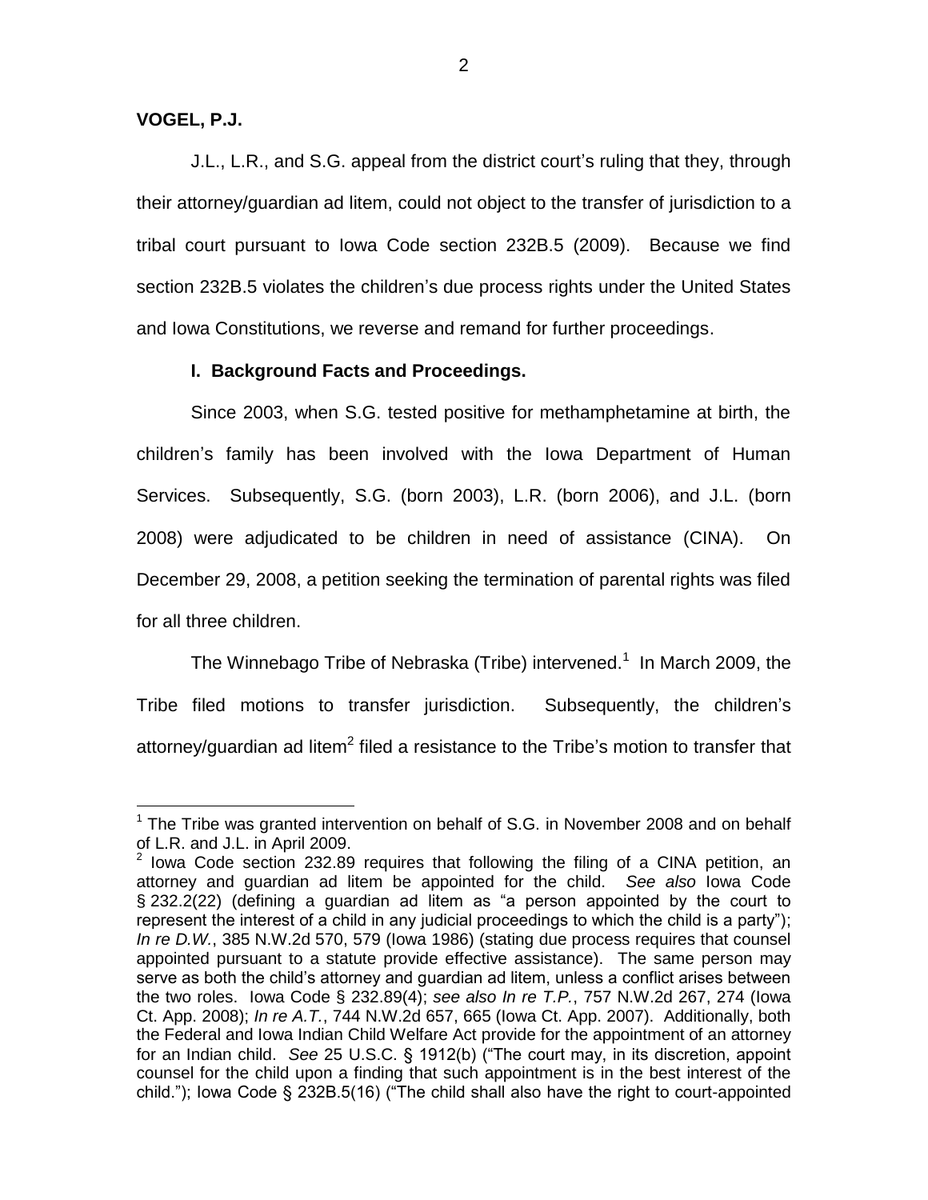**VOGEL, P.J.**

J.L., L.R., and S.G. appeal from the district court's ruling that they, through their attorney/guardian ad litem, could not object to the transfer of jurisdiction to a tribal court pursuant to Iowa Code section 232B.5 (2009). Because we find section 232B.5 violates the children's due process rights under the United States and Iowa Constitutions, we reverse and remand for further proceedings.

**I. Background Facts and Proceedings.**

Since 2003, when S.G. tested positive for methamphetamine at birth, the children's family has been involved with the Iowa Department of Human Services. Subsequently, S.G. (born 2003), L.R. (born 2006), and J.L. (born 2008) were adjudicated to be children in need of assistance (CINA). On December 29, 2008, a petition seeking the termination of parental rights was filed for all three children.

The Winnebago Tribe of Nebraska (Tribe) intervened.[1] In March 2009, the Tribe filed motions to transfer jurisdiction. Subsequently, the children's attorney/guardian ad litem[2] filed a resistance to the Tribe's motion to transfer that

---

[1] The Tribe was granted intervention on behalf of S.G. in November 2008 and on behalf of L.R. and J.L. in April 2009.

[2] Iowa Code section 232.89 requires that following the filing of a CINA petition, an attorney and guardian ad litem be appointed for the child. *See also* Iowa Code § 232.2(22) (defining a guardian ad litem as "a person appointed by the court to represent the interest of a child in any judicial proceedings to which the child is a party"); *In re D.W.*, 385 N.W.2d 570, 579 (Iowa 1986) (stating due process requires that counsel appointed pursuant to a statute provide effective assistance). The same person may serve as both the child's attorney and guardian ad litem, unless a conflict arises between the two roles. Iowa Code § 232.89(4); *see also In re T.P.*, 757 N.W.2d 267, 274 (Iowa Ct. App. 2008); *In re A.T.*, 744 N.W.2d 657, 665 (Iowa Ct. App. 2007). Additionally, both the Federal and Iowa Indian Child Welfare Act provide for the appointment of an attorney for an Indian child. *See* 25 U.S.C. § 1912(b) ("The court may, in its discretion, appoint counsel for the child upon a finding that such appointment is in the best interest of the child."); Iowa Code § 232B.5(16) ("The child shall also have the right to court-appointed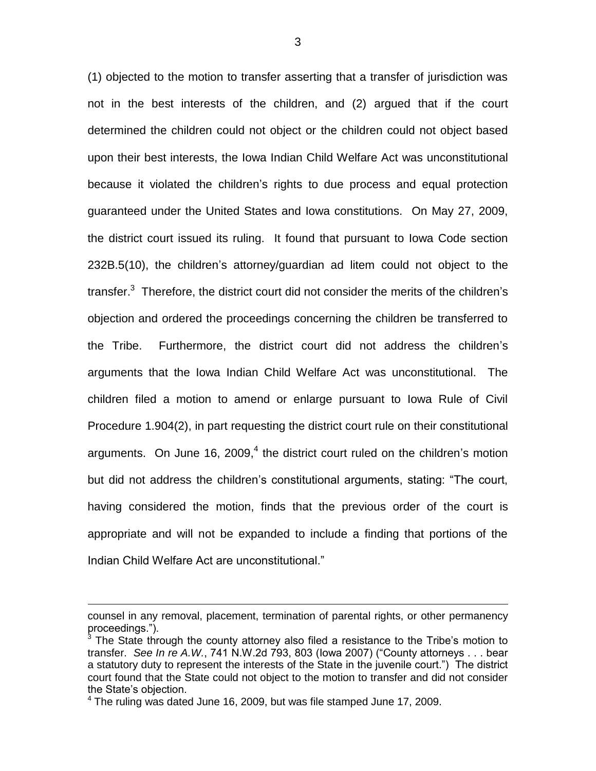(1) objected to the motion to transfer asserting that a transfer of jurisdiction was not in the best interests of the children, and (2) argued that if the court determined the children could not object or the children could not object based upon their best interests, the Iowa Indian Child Welfare Act was unconstitutional because it violated the children's rights to due process and equal protection guaranteed under the United States and Iowa constitutions. On May 27, 2009, the district court issued its ruling. It found that pursuant to Iowa Code section 232B.5(10), the children's attorney/guardian ad litem could not object to the transfer.[3] Therefore, the district court did not consider the merits of the children's objection and ordered the proceedings concerning the children be transferred to the Tribe. Furthermore, the district court did not address the children's arguments that the Iowa Indian Child Welfare Act was unconstitutional. The children filed a motion to amend or enlarge pursuant to Iowa Rule of Civil Procedure 1.904(2), in part requesting the district court rule on their constitutional arguments. On June 16, 2009,[4] the district court ruled on the children's motion but did not address the children's constitutional arguments, stating: "The court, having considered the motion, finds that the previous order of the court is appropriate and will not be expanded to include a finding that portions of the Indian Child Welfare Act are unconstitutional."

---

counsel in any removal, placement, termination of parental rights, or other permanency proceedings.").

[3] The State through the county attorney also filed a resistance to the Tribe's motion to transfer. *See In re A.W.*, 741 N.W.2d 793, 803 (Iowa 2007) ("County attorneys . . . bear a statutory duty to represent the interests of the State in the juvenile court.") The district court found that the State could not object to the motion to transfer and did not consider the State's objection.

[4] The ruling was dated June 16, 2009, but was file stamped June 17, 2009.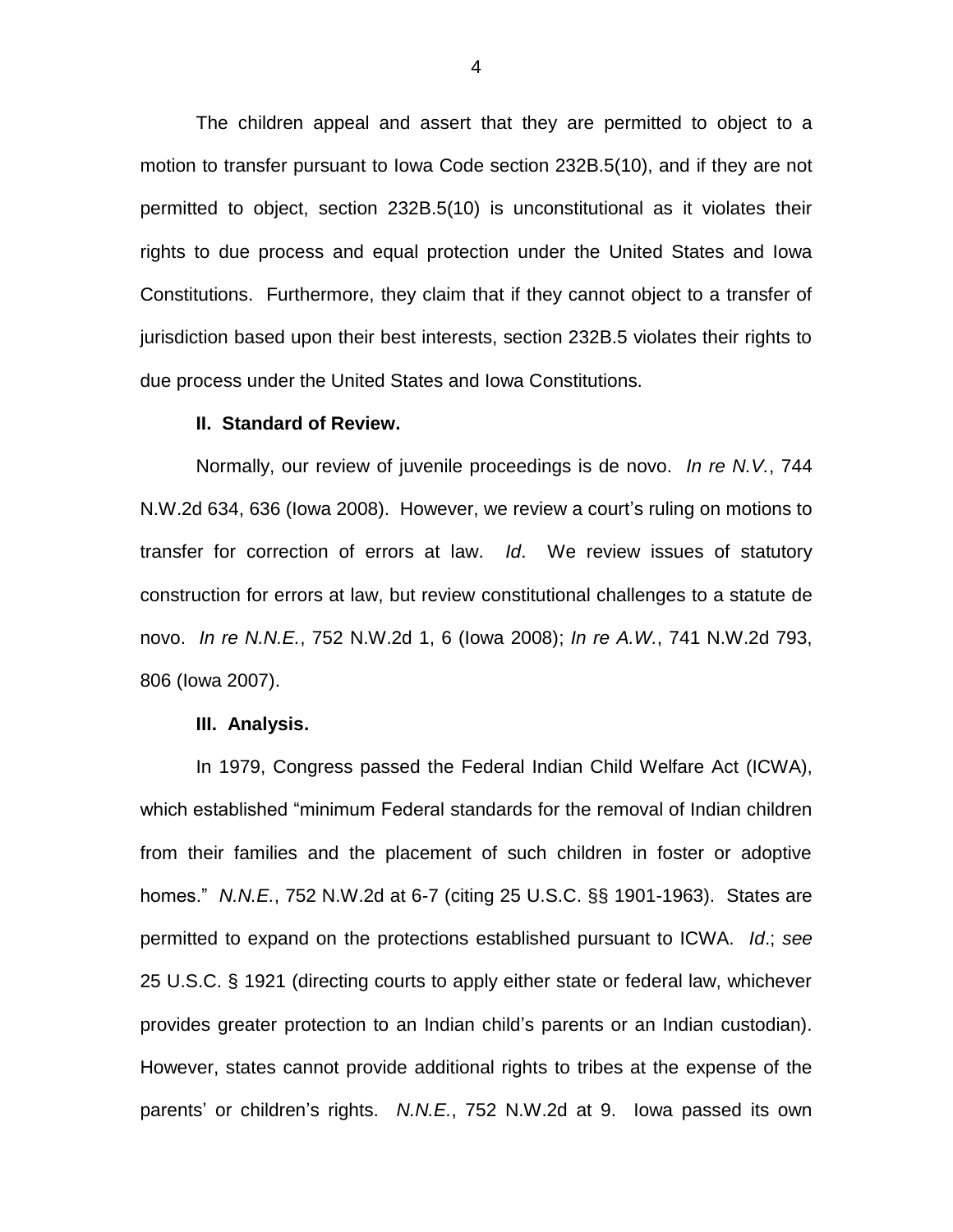The children appeal and assert that they are permitted to object to a motion to transfer pursuant to Iowa Code section 232B.5(10), and if they are not permitted to object, section 232B.5(10) is unconstitutional as it violates their rights to due process and equal protection under the United States and Iowa Constitutions. Furthermore, they claim that if they cannot object to a transfer of jurisdiction based upon their best interests, section 232B.5 violates their rights to due process under the United States and Iowa Constitutions.

**II. Standard of Review.**

Normally, our review of juvenile proceedings is de novo. *In re N.V.*, 744 N.W.2d 634, 636 (Iowa 2008). However, we review a court's ruling on motions to transfer for correction of errors at law. *Id*. We review issues of statutory construction for errors at law, but review constitutional challenges to a statute de novo. *In re N.N.E.*, 752 N.W.2d 1, 6 (Iowa 2008); *In re A.W.*, 741 N.W.2d 793, 806 (Iowa 2007).

**III. Analysis.**

In 1979, Congress passed the Federal Indian Child Welfare Act (ICWA), which established "minimum Federal standards for the removal of Indian children from their families and the placement of such children in foster or adoptive homes." *N.N.E.*, 752 N.W.2d at 6-7 (citing 25 U.S.C. §§ 1901-1963). States are permitted to expand on the protections established pursuant to ICWA. *Id*.; *see* 25 U.S.C. § 1921 (directing courts to apply either state or federal law, whichever provides greater protection to an Indian child's parents or an Indian custodian). However, states cannot provide additional rights to tribes at the expense of the parents' or children's rights. *N.N.E.*, 752 N.W.2d at 9. Iowa passed its own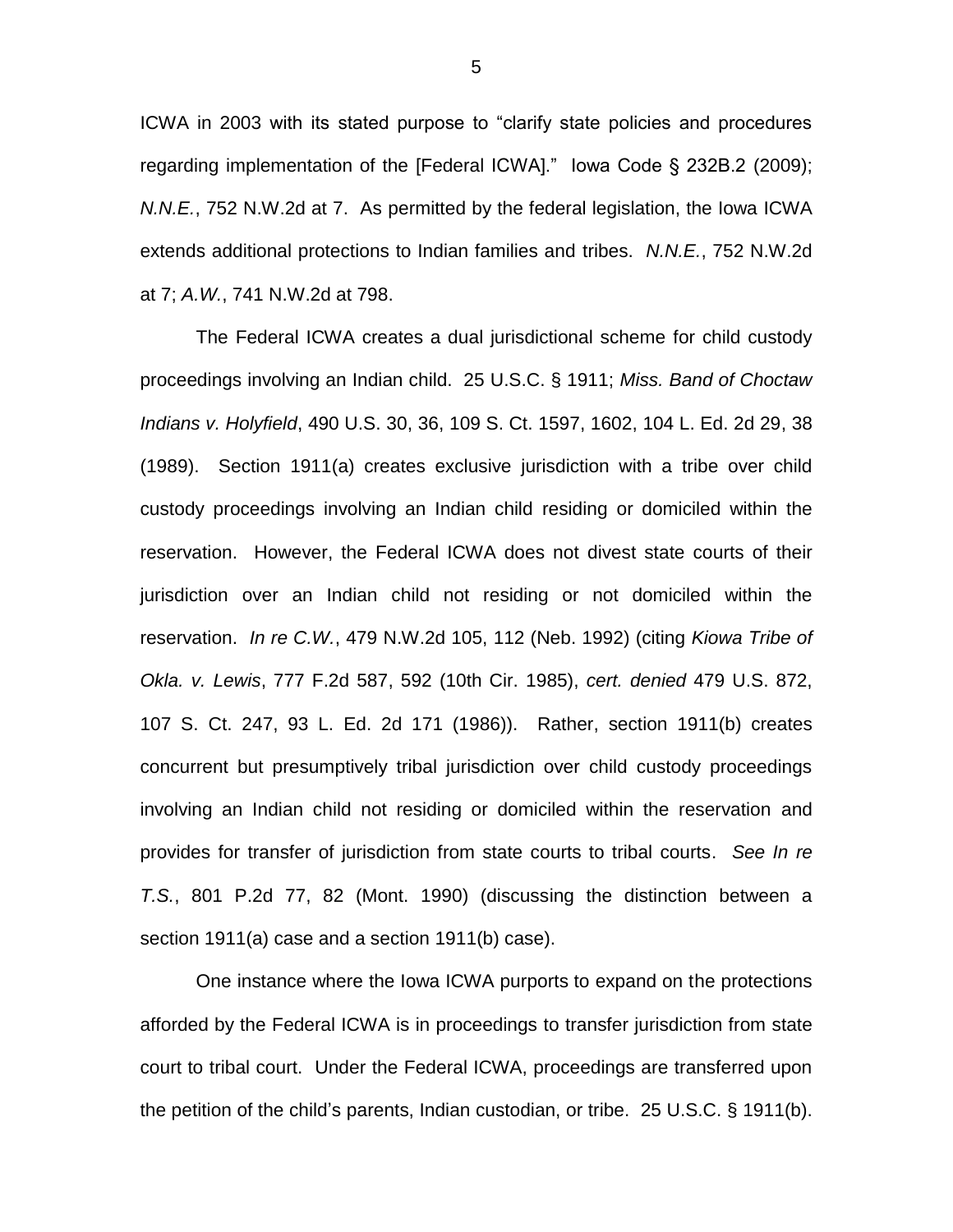ICWA in 2003 with its stated purpose to "clarify state policies and procedures regarding implementation of the [Federal ICWA]." Iowa Code § 232B.2 (2009); *N.N.E.*, 752 N.W.2d at 7. As permitted by the federal legislation, the Iowa ICWA extends additional protections to Indian families and tribes. *N.N.E.*, 752 N.W.2d at 7; *A.W.*, 741 N.W.2d at 798.

The Federal ICWA creates a dual jurisdictional scheme for child custody proceedings involving an Indian child. 25 U.S.C. § 1911; *Miss. Band of Choctaw Indians v. Holyfield*, 490 U.S. 30, 36, 109 S. Ct. 1597, 1602, 104 L. Ed. 2d 29, 38 (1989). Section 1911(a) creates exclusive jurisdiction with a tribe over child custody proceedings involving an Indian child residing or domiciled within the reservation. However, the Federal ICWA does not divest state courts of their jurisdiction over an Indian child not residing or not domiciled within the reservation. *In re C.W.*, 479 N.W.2d 105, 112 (Neb. 1992) (citing *Kiowa Tribe of Okla. v. Lewis*, 777 F.2d 587, 592 (10th Cir. 1985), *cert. denied* 479 U.S. 872, 107 S. Ct. 247, 93 L. Ed. 2d 171 (1986)). Rather, section 1911(b) creates concurrent but presumptively tribal jurisdiction over child custody proceedings involving an Indian child not residing or domiciled within the reservation and provides for transfer of jurisdiction from state courts to tribal courts. *See In re T.S.*, 801 P.2d 77, 82 (Mont. 1990) (discussing the distinction between a section 1911(a) case and a section 1911(b) case).

One instance where the Iowa ICWA purports to expand on the protections afforded by the Federal ICWA is in proceedings to transfer jurisdiction from state court to tribal court. Under the Federal ICWA, proceedings are transferred upon the petition of the child's parents, Indian custodian, or tribe. 25 U.S.C. § 1911(b).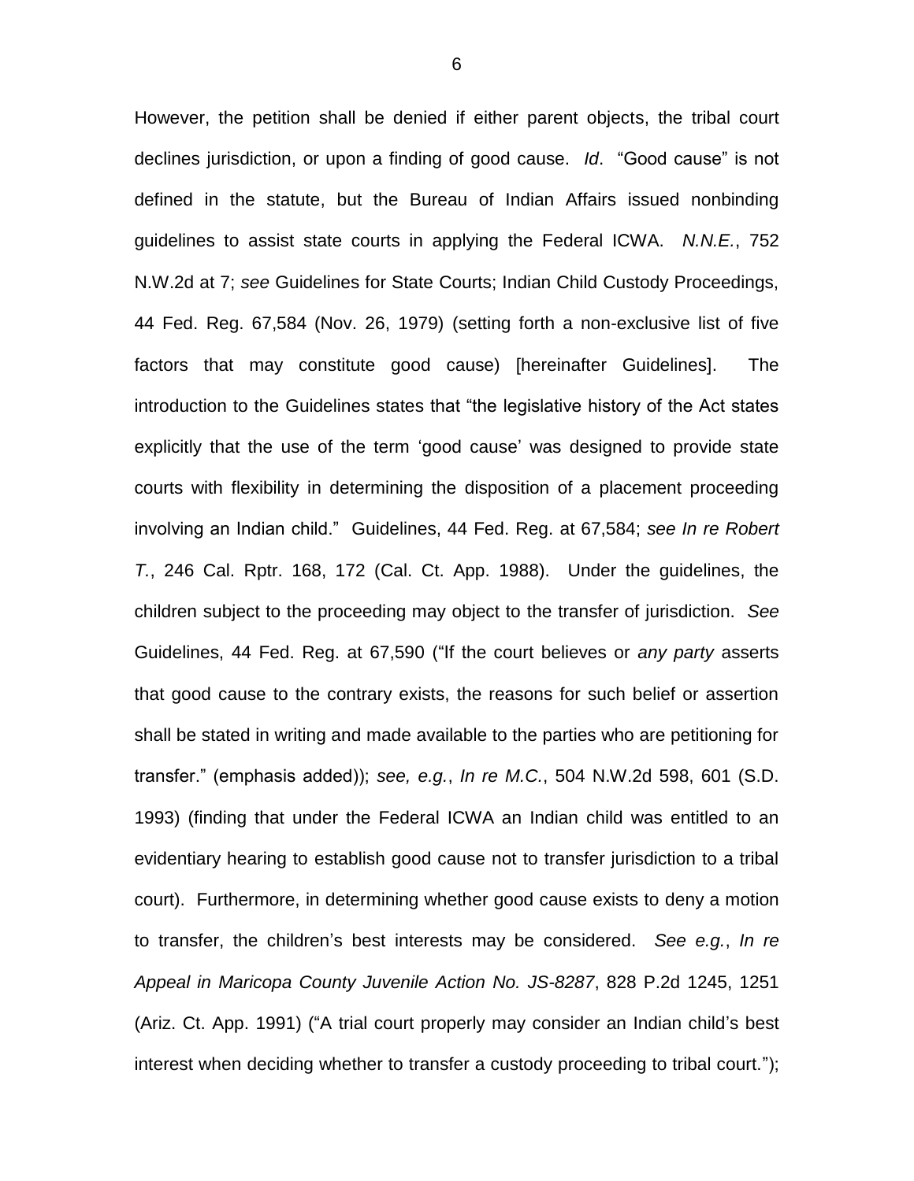However, the petition shall be denied if either parent objects, the tribal court declines jurisdiction, or upon a finding of good cause. *Id*. "Good cause" is not defined in the statute, but the Bureau of Indian Affairs issued nonbinding guidelines to assist state courts in applying the Federal ICWA. *N.N.E.*, 752 N.W.2d at 7; *see* Guidelines for State Courts; Indian Child Custody Proceedings, 44 Fed. Reg. 67,584 (Nov. 26, 1979) (setting forth a non-exclusive list of five factors that may constitute good cause) [hereinafter Guidelines]. The introduction to the Guidelines states that "the legislative history of the Act states explicitly that the use of the term 'good cause' was designed to provide state courts with flexibility in determining the disposition of a placement proceeding involving an Indian child." Guidelines, 44 Fed. Reg. at 67,584; *see In re Robert T.*, 246 Cal. Rptr. 168, 172 (Cal. Ct. App. 1988). Under the guidelines, the children subject to the proceeding may object to the transfer of jurisdiction. *See* Guidelines, 44 Fed. Reg. at 67,590 ("If the court believes or *any party* asserts that good cause to the contrary exists, the reasons for such belief or assertion shall be stated in writing and made available to the parties who are petitioning for transfer." (emphasis added)); *see, e.g.*, *In re M.C.*, 504 N.W.2d 598, 601 (S.D. 1993) (finding that under the Federal ICWA an Indian child was entitled to an evidentiary hearing to establish good cause not to transfer jurisdiction to a tribal court). Furthermore, in determining whether good cause exists to deny a motion to transfer, the children's best interests may be considered. *See e.g.*, *In re Appeal in Maricopa County Juvenile Action No. JS-8287*, 828 P.2d 1245, 1251 (Ariz. Ct. App. 1991) ("A trial court properly may consider an Indian child's best interest when deciding whether to transfer a custody proceeding to tribal court.");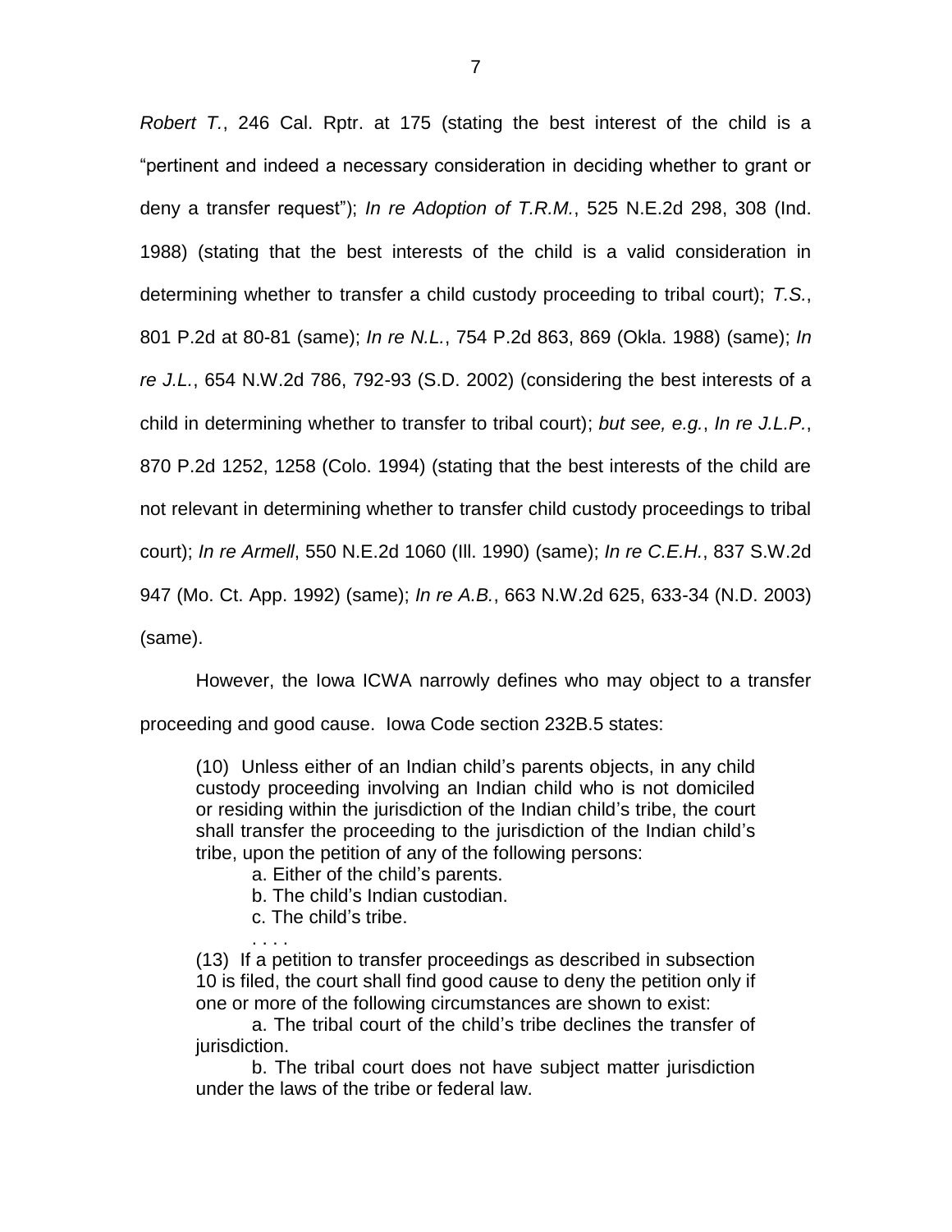*Robert T.*, 246 Cal. Rptr. at 175 (stating the best interest of the child is a "pertinent and indeed a necessary consideration in deciding whether to grant or deny a transfer request"); *In re Adoption of T.R.M.*, 525 N.E.2d 298, 308 (Ind. 1988) (stating that the best interests of the child is a valid consideration in determining whether to transfer a child custody proceeding to tribal court); *T.S.*, 801 P.2d at 80-81 (same); *In re N.L.*, 754 P.2d 863, 869 (Okla. 1988) (same); *In re J.L.*, 654 N.W.2d 786, 792-93 (S.D. 2002) (considering the best interests of a child in determining whether to transfer to tribal court); *but see, e.g.*, *In re J.L.P.*, 870 P.2d 1252, 1258 (Colo. 1994) (stating that the best interests of the child are not relevant in determining whether to transfer child custody proceedings to tribal court); *In re Armell*, 550 N.E.2d 1060 (Ill. 1990) (same); *In re C.E.H.*, 837 S.W.2d 947 (Mo. Ct. App. 1992) (same); *In re A.B.*, 663 N.W.2d 625, 633-34 (N.D. 2003) (same).

However, the Iowa ICWA narrowly defines who may object to a transfer proceeding and good cause. Iowa Code section 232B.5 states:

> (10) Unless either of an Indian child's parents objects, in any child custody proceeding involving an Indian child who is not domiciled or residing within the jurisdiction of the Indian child's tribe, the court shall transfer the proceeding to the jurisdiction of the Indian child's tribe, upon the petition of any of the following persons:
>
> a. Either of the child's parents.
>
> b. The child's Indian custodian.
>
> c. The child's tribe.
>
> . . . .
>
> (13) If a petition to transfer proceedings as described in subsection 10 is filed, the court shall find good cause to deny the petition only if one or more of the following circumstances are shown to exist:
>
> a. The tribal court of the child's tribe declines the transfer of jurisdiction.
>
> b. The tribal court does not have subject matter jurisdiction under the laws of the tribe or federal law.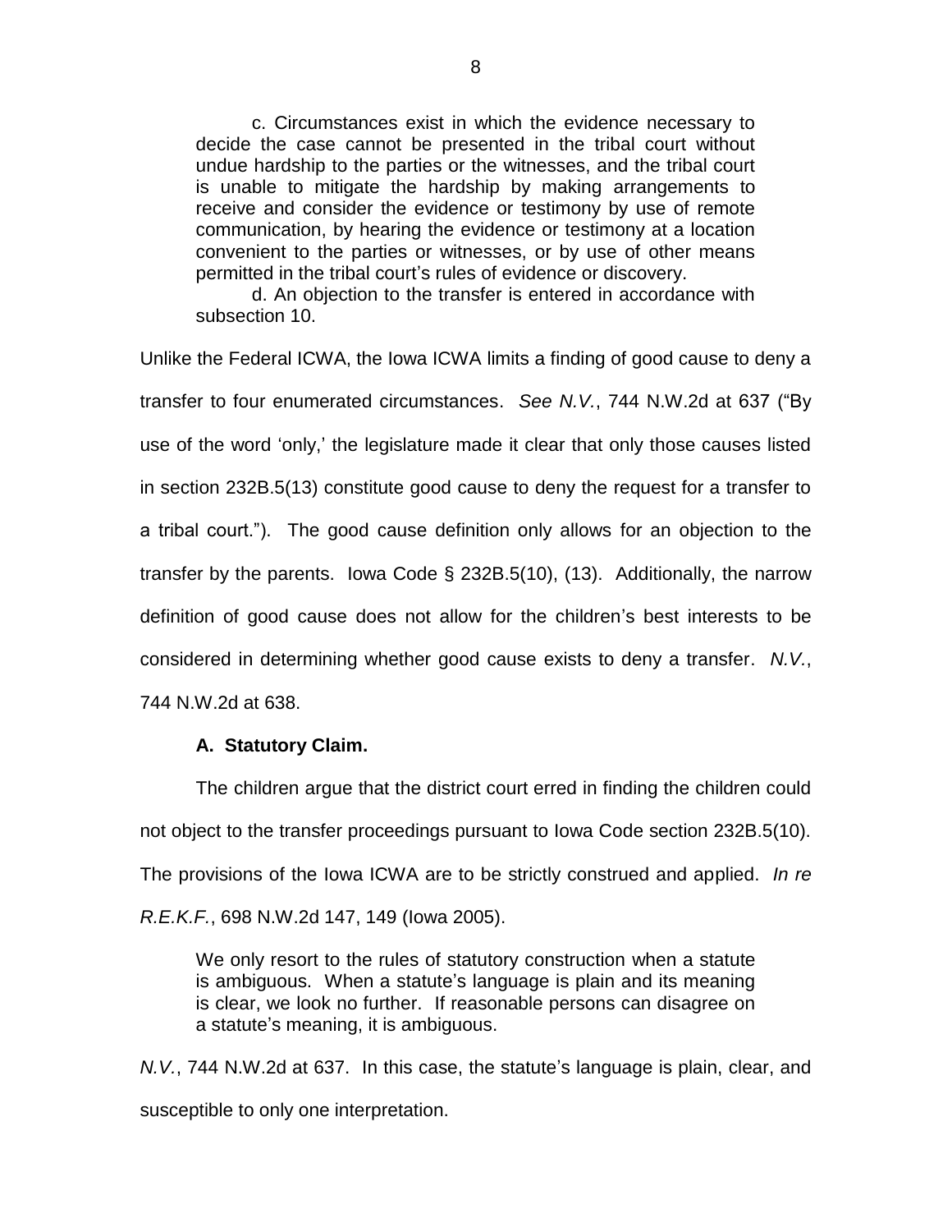> c. Circumstances exist in which the evidence necessary to decide the case cannot be presented in the tribal court without undue hardship to the parties or the witnesses, and the tribal court is unable to mitigate the hardship by making arrangements to receive and consider the evidence or testimony by use of remote communication, by hearing the evidence or testimony at a location convenient to the parties or witnesses, or by use of other means permitted in the tribal court's rules of evidence or discovery.
>
> d. An objection to the transfer is entered in accordance with subsection 10.

Unlike the Federal ICWA, the Iowa ICWA limits a finding of good cause to deny a transfer to four enumerated circumstances. *See N.V.*, 744 N.W.2d at 637 ("By use of the word 'only,' the legislature made it clear that only those causes listed in section 232B.5(13) constitute good cause to deny the request for a transfer to a tribal court."). The good cause definition only allows for an objection to the transfer by the parents. Iowa Code § 232B.5(10), (13). Additionally, the narrow definition of good cause does not allow for the children's best interests to be considered in determining whether good cause exists to deny a transfer. *N.V.*, 744 N.W.2d at 638.

**A. Statutory Claim.**

The children argue that the district court erred in finding the children could not object to the transfer proceedings pursuant to Iowa Code section 232B.5(10). The provisions of the Iowa ICWA are to be strictly construed and applied. *In re R.E.K.F.*, 698 N.W.2d 147, 149 (Iowa 2005).

> We only resort to the rules of statutory construction when a statute is ambiguous. When a statute's language is plain and its meaning is clear, we look no further. If reasonable persons can disagree on a statute's meaning, it is ambiguous.

*N.V.*, 744 N.W.2d at 637. In this case, the statute's language is plain, clear, and susceptible to only one interpretation.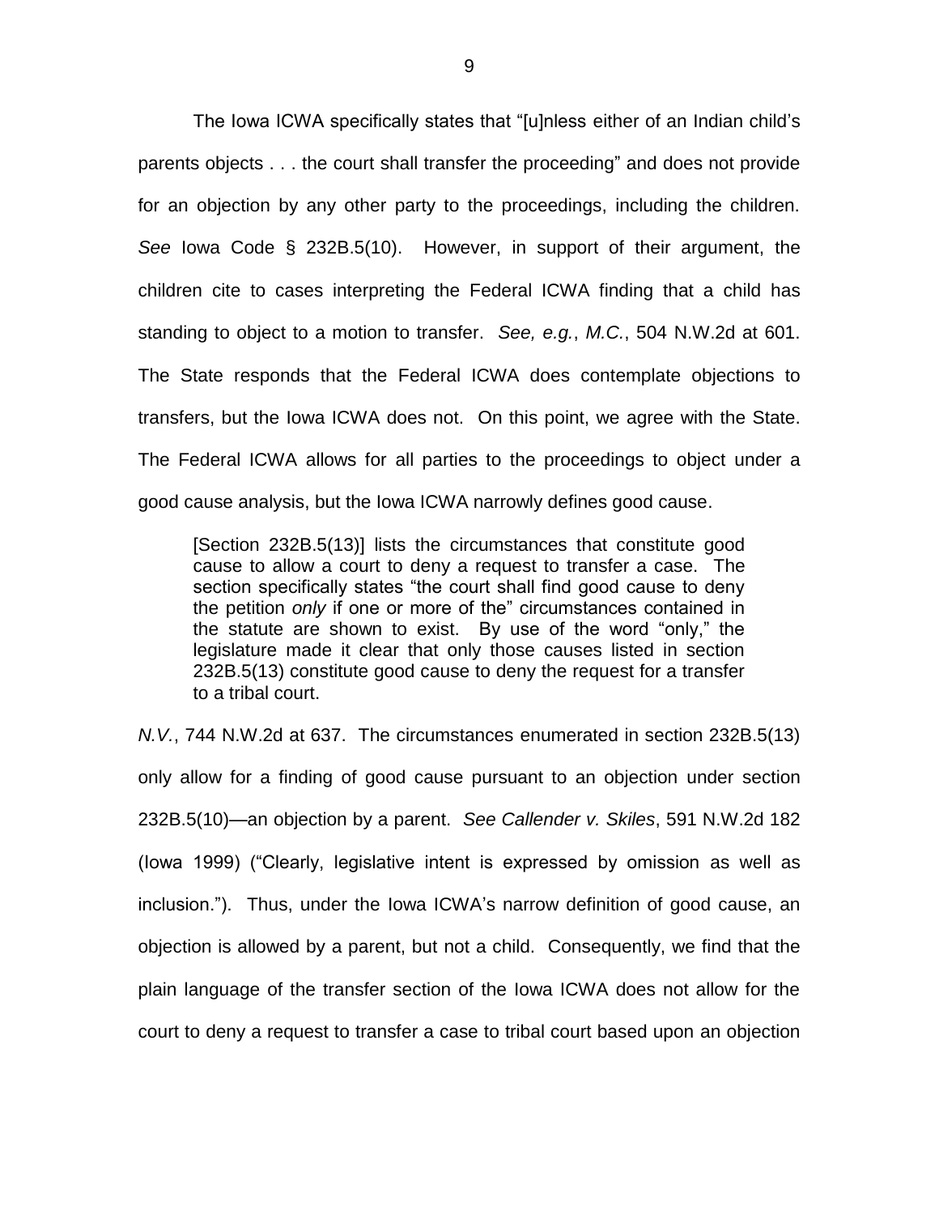The Iowa ICWA specifically states that "[u]nless either of an Indian child's parents objects . . . the court shall transfer the proceeding" and does not provide for an objection by any other party to the proceedings, including the children. *See* Iowa Code § 232B.5(10). However, in support of their argument, the children cite to cases interpreting the Federal ICWA finding that a child has standing to object to a motion to transfer. *See, e.g.*, *M.C.*, 504 N.W.2d at 601. The State responds that the Federal ICWA does contemplate objections to transfers, but the Iowa ICWA does not. On this point, we agree with the State. The Federal ICWA allows for all parties to the proceedings to object under a good cause analysis, but the Iowa ICWA narrowly defines good cause.

> [Section 232B.5(13)] lists the circumstances that constitute good cause to allow a court to deny a request to transfer a case. The section specifically states "the court shall find good cause to deny the petition *only* if one or more of the" circumstances contained in the statute are shown to exist. By use of the word "only," the legislature made it clear that only those causes listed in section 232B.5(13) constitute good cause to deny the request for a transfer to a tribal court.

*N.V.*, 744 N.W.2d at 637. The circumstances enumerated in section 232B.5(13) only allow for a finding of good cause pursuant to an objection under section 232B.5(10)—an objection by a parent. *See Callender v. Skiles*, 591 N.W.2d 182 (Iowa 1999) ("Clearly, legislative intent is expressed by omission as well as inclusion."). Thus, under the Iowa ICWA's narrow definition of good cause, an objection is allowed by a parent, but not a child. Consequently, we find that the plain language of the transfer section of the Iowa ICWA does not allow for the court to deny a request to transfer a case to tribal court based upon an objection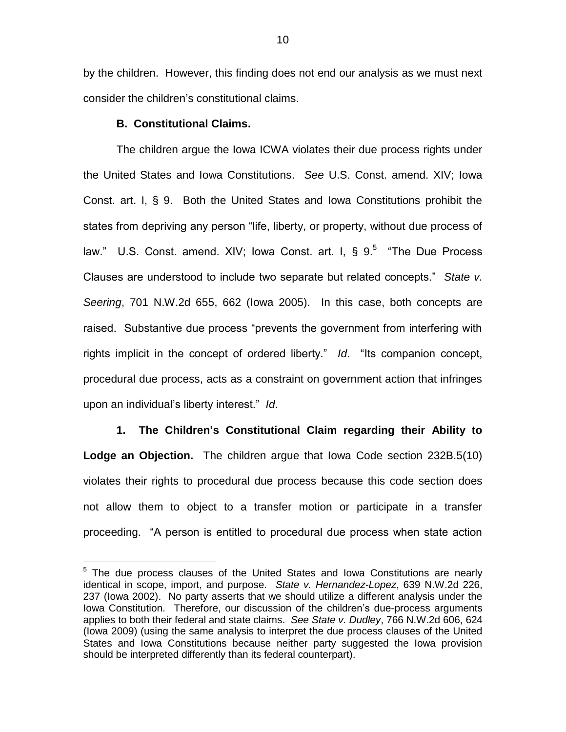by the children. However, this finding does not end our analysis as we must next consider the children's constitutional claims.

**B. Constitutional Claims.**

The children argue the Iowa ICWA violates their due process rights under the United States and Iowa Constitutions. *See* U.S. Const. amend. XIV; Iowa Const. art. I, § 9. Both the United States and Iowa Constitutions prohibit the states from depriving any person "life, liberty, or property, without due process of law." U.S. Const. amend. XIV; Iowa Const. art. I, § 9.[5] "The Due Process Clauses are understood to include two separate but related concepts." *State v. Seering*, 701 N.W.2d 655, 662 (Iowa 2005). In this case, both concepts are raised. Substantive due process "prevents the government from interfering with rights implicit in the concept of ordered liberty." *Id*. "Its companion concept, procedural due process, acts as a constraint on government action that infringes upon an individual's liberty interest." *Id*.

**1. The Children's Constitutional Claim regarding their Ability to Lodge an Objection.** The children argue that Iowa Code section 232B.5(10) violates their rights to procedural due process because this code section does not allow them to object to a transfer motion or participate in a transfer proceeding. "A person is entitled to procedural due process when state action

[5] The due process clauses of the United States and Iowa Constitutions are nearly identical in scope, import, and purpose. *State v. Hernandez-Lopez*, 639 N.W.2d 226, 237 (Iowa 2002). No party asserts that we should utilize a different analysis under the Iowa Constitution. Therefore, our discussion of the children's due-process arguments applies to both their federal and state claims. *See State v. Dudley*, 766 N.W.2d 606, 624 (Iowa 2009) (using the same analysis to interpret the due process clauses of the United States and Iowa Constitutions because neither party suggested the Iowa provision should be interpreted differently than its federal counterpart).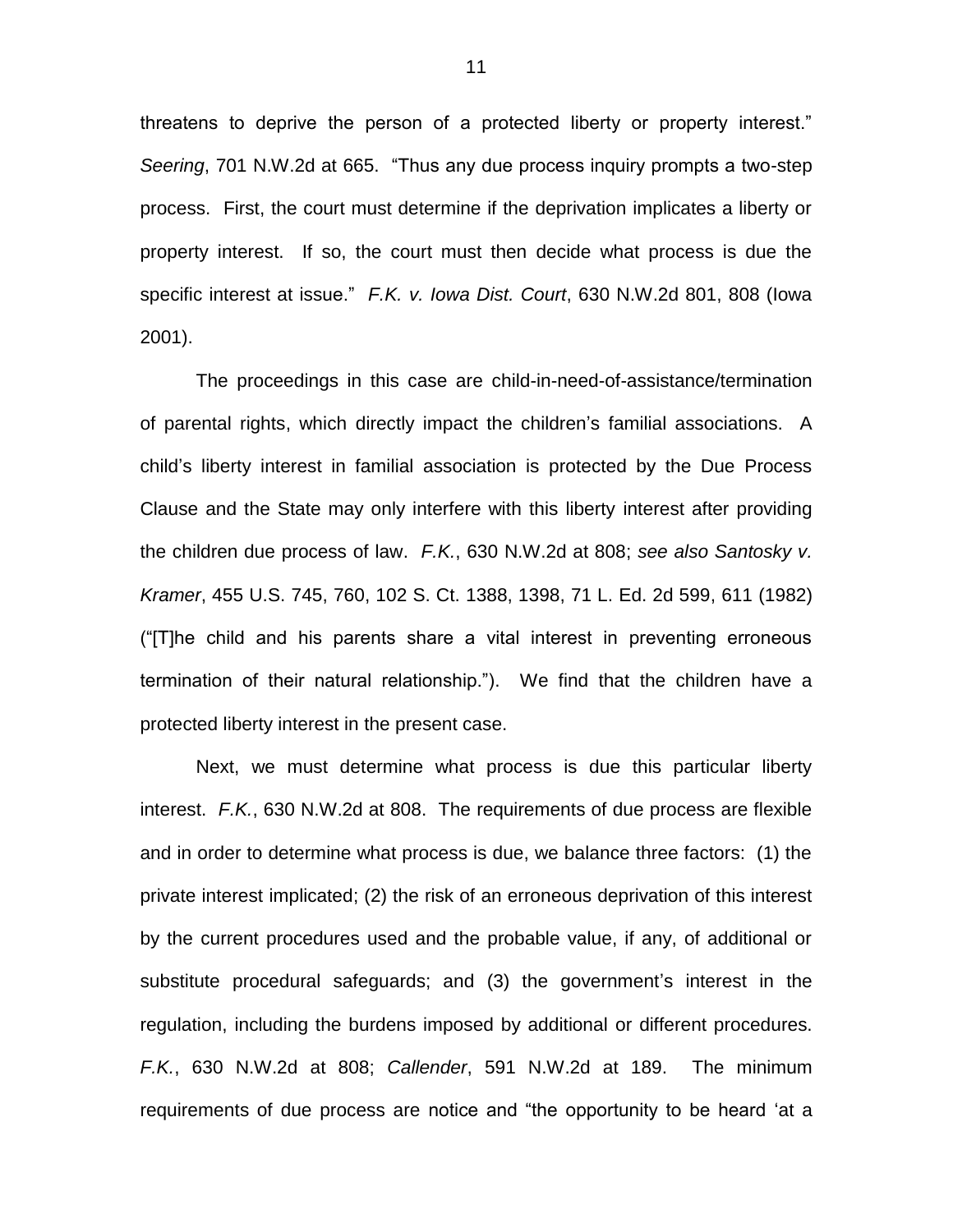threatens to deprive the person of a protected liberty or property interest." *Seering*, 701 N.W.2d at 665. "Thus any due process inquiry prompts a two-step process. First, the court must determine if the deprivation implicates a liberty or property interest. If so, the court must then decide what process is due the specific interest at issue." *F.K. v. Iowa Dist. Court*, 630 N.W.2d 801, 808 (Iowa 2001).

The proceedings in this case are child-in-need-of-assistance/termination of parental rights, which directly impact the children's familial associations. A child's liberty interest in familial association is protected by the Due Process Clause and the State may only interfere with this liberty interest after providing the children due process of law. *F.K.*, 630 N.W.2d at 808; *see also Santosky v. Kramer*, 455 U.S. 745, 760, 102 S. Ct. 1388, 1398, 71 L. Ed. 2d 599, 611 (1982) ("[T]he child and his parents share a vital interest in preventing erroneous termination of their natural relationship."). We find that the children have a protected liberty interest in the present case.

Next, we must determine what process is due this particular liberty interest. *F.K.*, 630 N.W.2d at 808. The requirements of due process are flexible and in order to determine what process is due, we balance three factors: (1) the private interest implicated; (2) the risk of an erroneous deprivation of this interest by the current procedures used and the probable value, if any, of additional or substitute procedural safeguards; and (3) the government's interest in the regulation, including the burdens imposed by additional or different procedures. *F.K.*, 630 N.W.2d at 808; *Callender*, 591 N.W.2d at 189. The minimum requirements of due process are notice and "the opportunity to be heard 'at a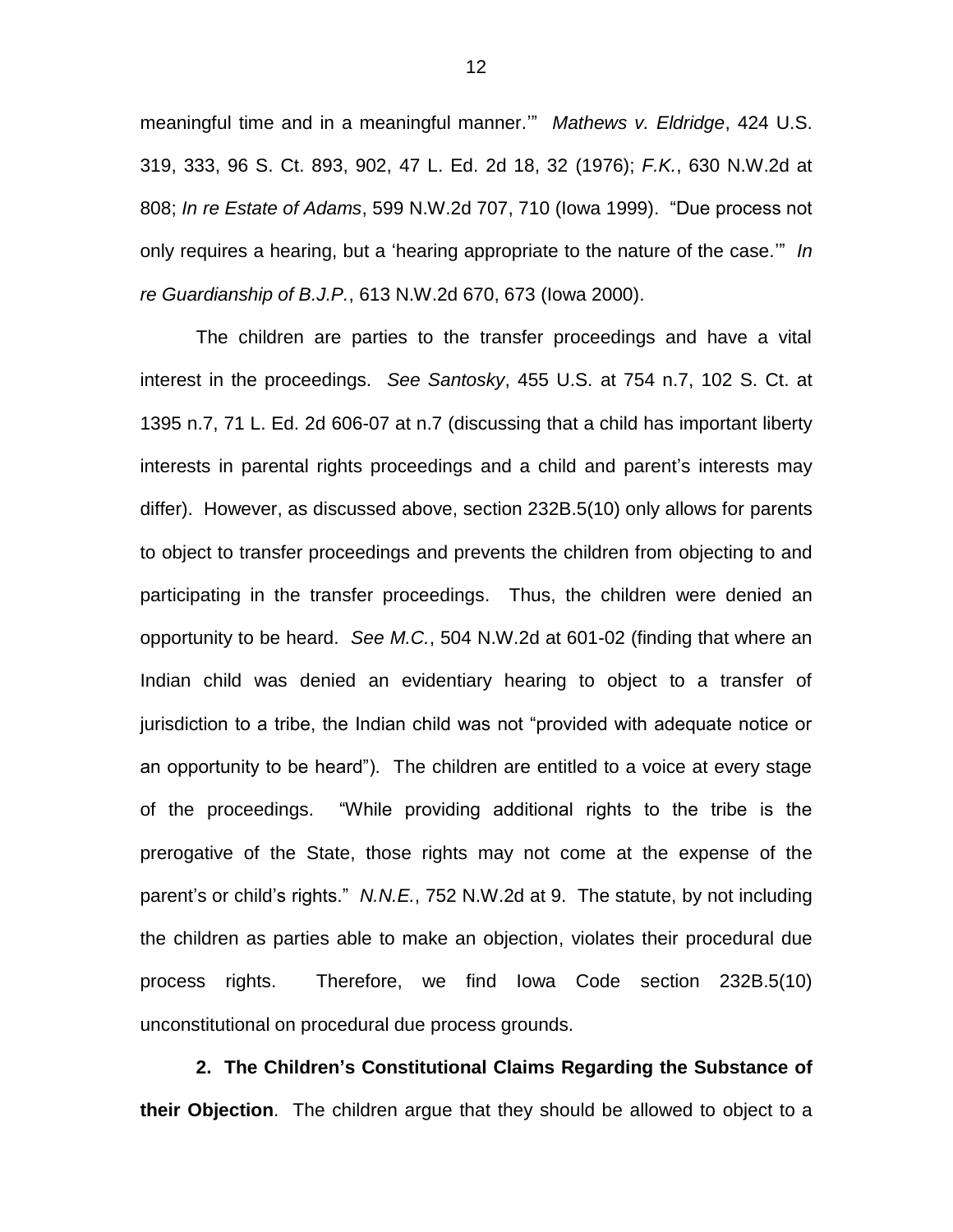meaningful time and in a meaningful manner.'" *Mathews v. Eldridge*, 424 U.S. 319, 333, 96 S. Ct. 893, 902, 47 L. Ed. 2d 18, 32 (1976); *F.K.*, 630 N.W.2d at 808; *In re Estate of Adams*, 599 N.W.2d 707, 710 (Iowa 1999). "Due process not only requires a hearing, but a 'hearing appropriate to the nature of the case.'" *In re Guardianship of B.J.P.*, 613 N.W.2d 670, 673 (Iowa 2000).

The children are parties to the transfer proceedings and have a vital interest in the proceedings. *See Santosky*, 455 U.S. at 754 n.7, 102 S. Ct. at 1395 n.7, 71 L. Ed. 2d 606-07 at n.7 (discussing that a child has important liberty interests in parental rights proceedings and a child and parent's interests may differ). However, as discussed above, section 232B.5(10) only allows for parents to object to transfer proceedings and prevents the children from objecting to and participating in the transfer proceedings. Thus, the children were denied an opportunity to be heard. *See M.C.*, 504 N.W.2d at 601-02 (finding that where an Indian child was denied an evidentiary hearing to object to a transfer of jurisdiction to a tribe, the Indian child was not "provided with adequate notice or an opportunity to be heard"). The children are entitled to a voice at every stage of the proceedings. "While providing additional rights to the tribe is the prerogative of the State, those rights may not come at the expense of the parent's or child's rights." *N.N.E.*, 752 N.W.2d at 9. The statute, by not including the children as parties able to make an objection, violates their procedural due process rights. Therefore, we find Iowa Code section 232B.5(10) unconstitutional on procedural due process grounds.

**2. The Children's Constitutional Claims Regarding the Substance of their Objection**. The children argue that they should be allowed to object to a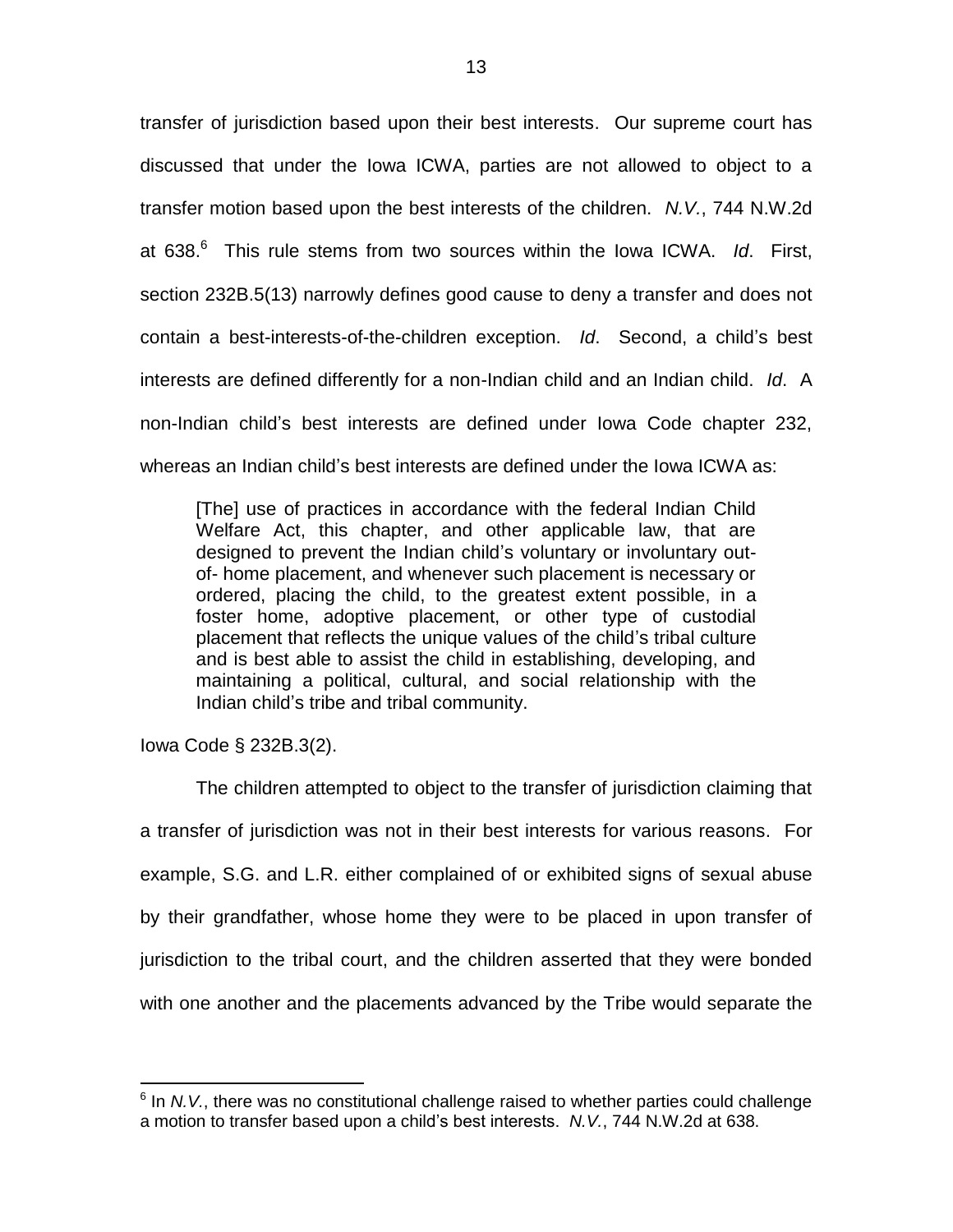transfer of jurisdiction based upon their best interests. Our supreme court has discussed that under the Iowa ICWA, parties are not allowed to object to a transfer motion based upon the best interests of the children. *N.V.*, 744 N.W.2d at 638.[6] This rule stems from two sources within the Iowa ICWA. *Id*. First, section 232B.5(13) narrowly defines good cause to deny a transfer and does not contain a best-interests-of-the-children exception. *Id*. Second, a child's best interests are defined differently for a non-Indian child and an Indian child. *Id*. A non-Indian child's best interests are defined under Iowa Code chapter 232, whereas an Indian child's best interests are defined under the Iowa ICWA as:

> [The] use of practices in accordance with the federal Indian Child Welfare Act, this chapter, and other applicable law, that are designed to prevent the Indian child's voluntary or involuntary out-of- home placement, and whenever such placement is necessary or ordered, placing the child, to the greatest extent possible, in a foster home, adoptive placement, or other type of custodial placement that reflects the unique values of the child's tribal culture and is best able to assist the child in establishing, developing, and maintaining a political, cultural, and social relationship with the Indian child's tribe and tribal community.

Iowa Code § 232B.3(2).

The children attempted to object to the transfer of jurisdiction claiming that a transfer of jurisdiction was not in their best interests for various reasons. For example, S.G. and L.R. either complained of or exhibited signs of sexual abuse by their grandfather, whose home they were to be placed in upon transfer of jurisdiction to the tribal court, and the children asserted that they were bonded with one another and the placements advanced by the Tribe would separate the

---

[6] In *N.V.*, there was no constitutional challenge raised to whether parties could challenge a motion to transfer based upon a child's best interests. *N.V.*, 744 N.W.2d at 638.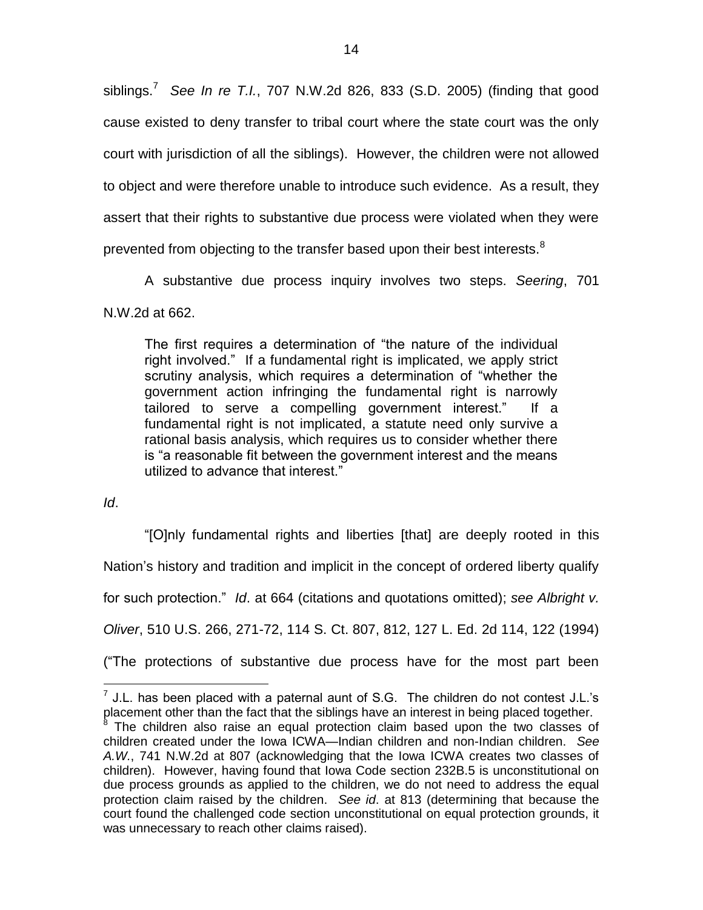siblings.[7] *See In re T.I.*, 707 N.W.2d 826, 833 (S.D. 2005) (finding that good cause existed to deny transfer to tribal court where the state court was the only court with jurisdiction of all the siblings). However, the children were not allowed to object and were therefore unable to introduce such evidence. As a result, they assert that their rights to substantive due process were violated when they were prevented from objecting to the transfer based upon their best interests.[8]

A substantive due process inquiry involves two steps. *Seering*, 701 N.W.2d at 662.

> The first requires a determination of "the nature of the individual right involved." If a fundamental right is implicated, we apply strict scrutiny analysis, which requires a determination of "whether the government action infringing the fundamental right is narrowly tailored to serve a compelling government interest." If a fundamental right is not implicated, a statute need only survive a rational basis analysis, which requires us to consider whether there is "a reasonable fit between the government interest and the means utilized to advance that interest."

*Id*.

"[O]nly fundamental rights and liberties [that] are deeply rooted in this Nation's history and tradition and implicit in the concept of ordered liberty qualify for such protection." *Id*. at 664 (citations and quotations omitted); *see Albright v. Oliver*, 510 U.S. 266, 271-72, 114 S. Ct. 807, 812, 127 L. Ed. 2d 114, 122 (1994) ("The protections of substantive due process have for the most part been

---

[7] J.L. has been placed with a paternal aunt of S.G. The children do not contest J.L.'s placement other than the fact that the siblings have an interest in being placed together.

[8] The children also raise an equal protection claim based upon the two classes of children created under the Iowa ICWA—Indian children and non-Indian children. *See A.W.*, 741 N.W.2d at 807 (acknowledging that the Iowa ICWA creates two classes of children). However, having found that Iowa Code section 232B.5 is unconstitutional on due process grounds as applied to the children, we do not need to address the equal protection claim raised by the children. *See id*. at 813 (determining that because the court found the challenged code section unconstitutional on equal protection grounds, it was unnecessary to reach other claims raised).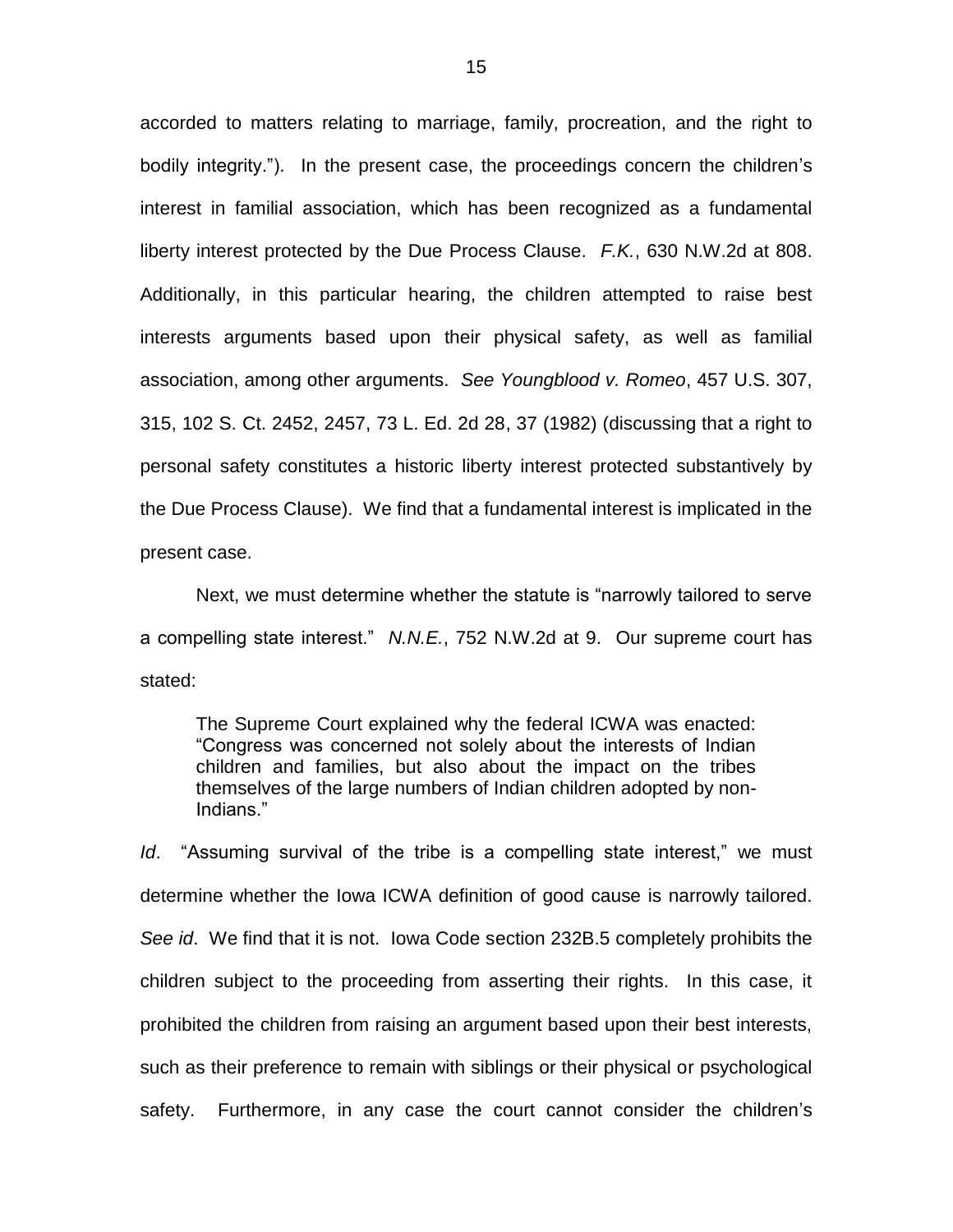accorded to matters relating to marriage, family, procreation, and the right to bodily integrity."). In the present case, the proceedings concern the children's interest in familial association, which has been recognized as a fundamental liberty interest protected by the Due Process Clause. *F.K.*, 630 N.W.2d at 808. Additionally, in this particular hearing, the children attempted to raise best interests arguments based upon their physical safety, as well as familial association, among other arguments. *See Youngblood v. Romeo*, 457 U.S. 307, 315, 102 S. Ct. 2452, 2457, 73 L. Ed. 2d 28, 37 (1982) (discussing that a right to personal safety constitutes a historic liberty interest protected substantively by the Due Process Clause). We find that a fundamental interest is implicated in the present case.

Next, we must determine whether the statute is "narrowly tailored to serve a compelling state interest." *N.N.E.*, 752 N.W.2d at 9. Our supreme court has stated:

> The Supreme Court explained why the federal ICWA was enacted: "Congress was concerned not solely about the interests of Indian children and families, but also about the impact on the tribes themselves of the large numbers of Indian children adopted by non-Indians."

*Id*. "Assuming survival of the tribe is a compelling state interest," we must determine whether the Iowa ICWA definition of good cause is narrowly tailored. *See id*. We find that it is not. Iowa Code section 232B.5 completely prohibits the children subject to the proceeding from asserting their rights. In this case, it prohibited the children from raising an argument based upon their best interests, such as their preference to remain with siblings or their physical or psychological safety. Furthermore, in any case the court cannot consider the children's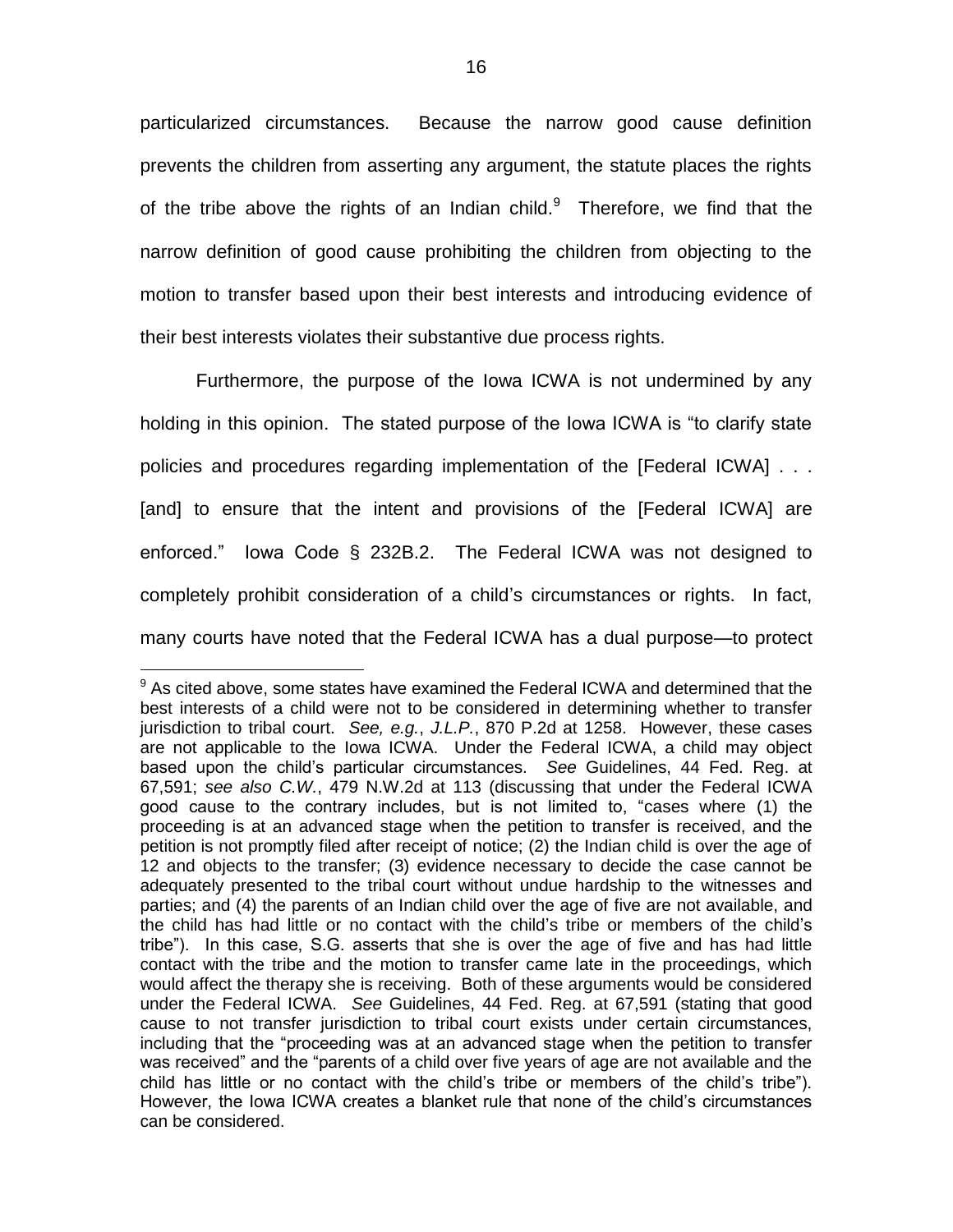particularized circumstances. Because the narrow good cause definition prevents the children from asserting any argument, the statute places the rights of the tribe above the rights of an Indian child.[9] Therefore, we find that the narrow definition of good cause prohibiting the children from objecting to the motion to transfer based upon their best interests and introducing evidence of their best interests violates their substantive due process rights.

Furthermore, the purpose of the Iowa ICWA is not undermined by any holding in this opinion. The stated purpose of the Iowa ICWA is "to clarify state policies and procedures regarding implementation of the [Federal ICWA] . . . [and] to ensure that the intent and provisions of the [Federal ICWA] are enforced." Iowa Code § 232B.2. The Federal ICWA was not designed to completely prohibit consideration of a child's circumstances or rights. In fact, many courts have noted that the Federal ICWA has a dual purpose—to protect

---

[9] As cited above, some states have examined the Federal ICWA and determined that the best interests of a child were not to be considered in determining whether to transfer jurisdiction to tribal court. *See, e.g.*, *J.L.P.*, 870 P.2d at 1258. However, these cases are not applicable to the Iowa ICWA. Under the Federal ICWA, a child may object based upon the child's particular circumstances. *See* Guidelines, 44 Fed. Reg. at 67,591; *see also C.W.*, 479 N.W.2d at 113 (discussing that under the Federal ICWA good cause to the contrary includes, but is not limited to, "cases where (1) the proceeding is at an advanced stage when the petition to transfer is received, and the petition is not promptly filed after receipt of notice; (2) the Indian child is over the age of 12 and objects to the transfer; (3) evidence necessary to decide the case cannot be adequately presented to the tribal court without undue hardship to the witnesses and parties; and (4) the parents of an Indian child over the age of five are not available, and the child has had little or no contact with the child's tribe or members of the child's tribe"). In this case, S.G. asserts that she is over the age of five and has had little contact with the tribe and the motion to transfer came late in the proceedings, which would affect the therapy she is receiving. Both of these arguments would be considered under the Federal ICWA. *See* Guidelines, 44 Fed. Reg. at 67,591 (stating that good cause to not transfer jurisdiction to tribal court exists under certain circumstances, including that the "proceeding was at an advanced stage when the petition to transfer was received" and the "parents of a child over five years of age are not available and the child has little or no contact with the child's tribe or members of the child's tribe"). However, the Iowa ICWA creates a blanket rule that none of the child's circumstances can be considered.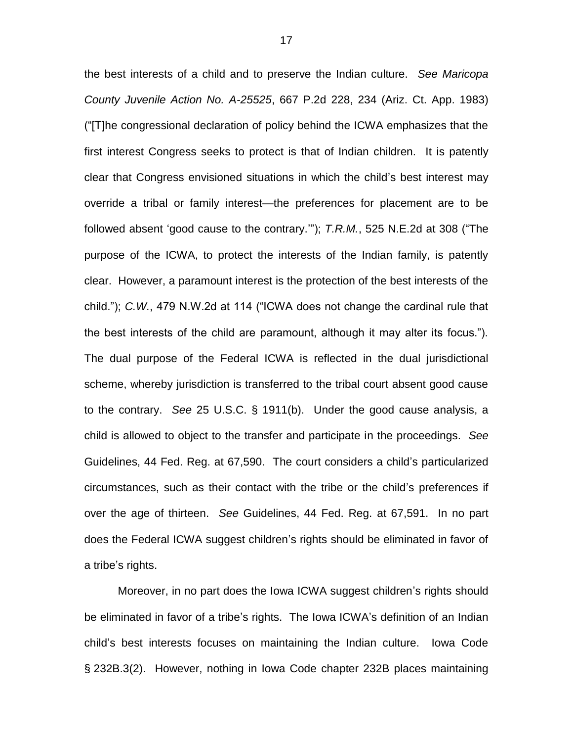the best interests of a child and to preserve the Indian culture. *See Maricopa County Juvenile Action No. A-25525*, 667 P.2d 228, 234 (Ariz. Ct. App. 1983) ("[T]he congressional declaration of policy behind the ICWA emphasizes that the first interest Congress seeks to protect is that of Indian children. It is patently clear that Congress envisioned situations in which the child's best interest may override a tribal or family interest—the preferences for placement are to be followed absent 'good cause to the contrary.'"); *T.R.M.*, 525 N.E.2d at 308 ("The purpose of the ICWA, to protect the interests of the Indian family, is patently clear. However, a paramount interest is the protection of the best interests of the child."); *C.W.*, 479 N.W.2d at 114 ("ICWA does not change the cardinal rule that the best interests of the child are paramount, although it may alter its focus."). The dual purpose of the Federal ICWA is reflected in the dual jurisdictional scheme, whereby jurisdiction is transferred to the tribal court absent good cause to the contrary. *See* 25 U.S.C. § 1911(b). Under the good cause analysis, a child is allowed to object to the transfer and participate in the proceedings. *See* Guidelines, 44 Fed. Reg. at 67,590. The court considers a child's particularized circumstances, such as their contact with the tribe or the child's preferences if over the age of thirteen. *See* Guidelines, 44 Fed. Reg. at 67,591. In no part does the Federal ICWA suggest children's rights should be eliminated in favor of a tribe's rights.

Moreover, in no part does the Iowa ICWA suggest children's rights should be eliminated in favor of a tribe's rights. The Iowa ICWA's definition of an Indian child's best interests focuses on maintaining the Indian culture. Iowa Code § 232B.3(2). However, nothing in Iowa Code chapter 232B places maintaining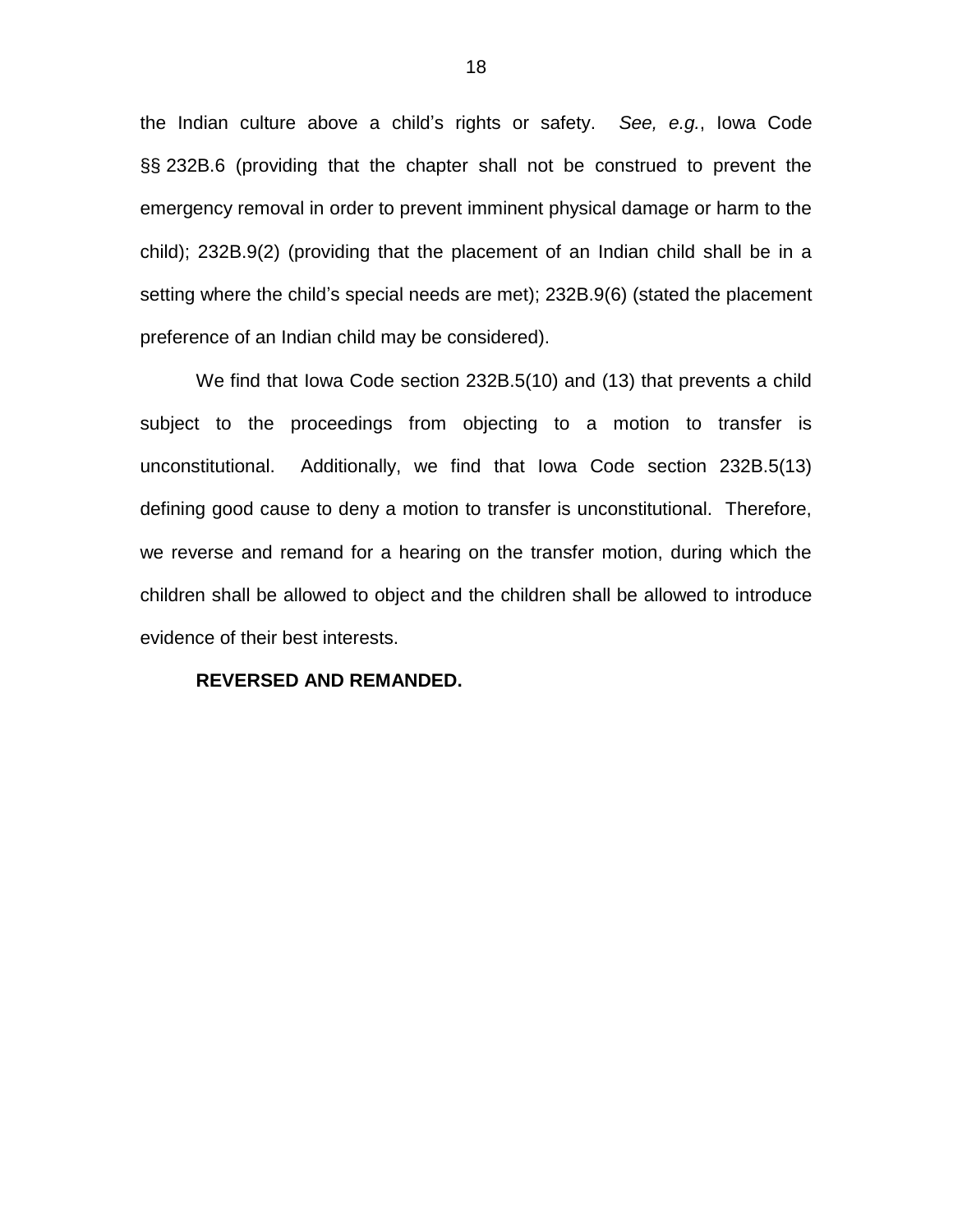the Indian culture above a child's rights or safety. *See, e.g.*, Iowa Code §§ 232B.6 (providing that the chapter shall not be construed to prevent the emergency removal in order to prevent imminent physical damage or harm to the child); 232B.9(2) (providing that the placement of an Indian child shall be in a setting where the child's special needs are met); 232B.9(6) (stated the placement preference of an Indian child may be considered).

We find that Iowa Code section 232B.5(10) and (13) that prevents a child subject to the proceedings from objecting to a motion to transfer is unconstitutional. Additionally, we find that Iowa Code section 232B.5(13) defining good cause to deny a motion to transfer is unconstitutional. Therefore, we reverse and remand for a hearing on the transfer motion, during which the children shall be allowed to object and the children shall be allowed to introduce evidence of their best interests.

**REVERSED AND REMANDED.**